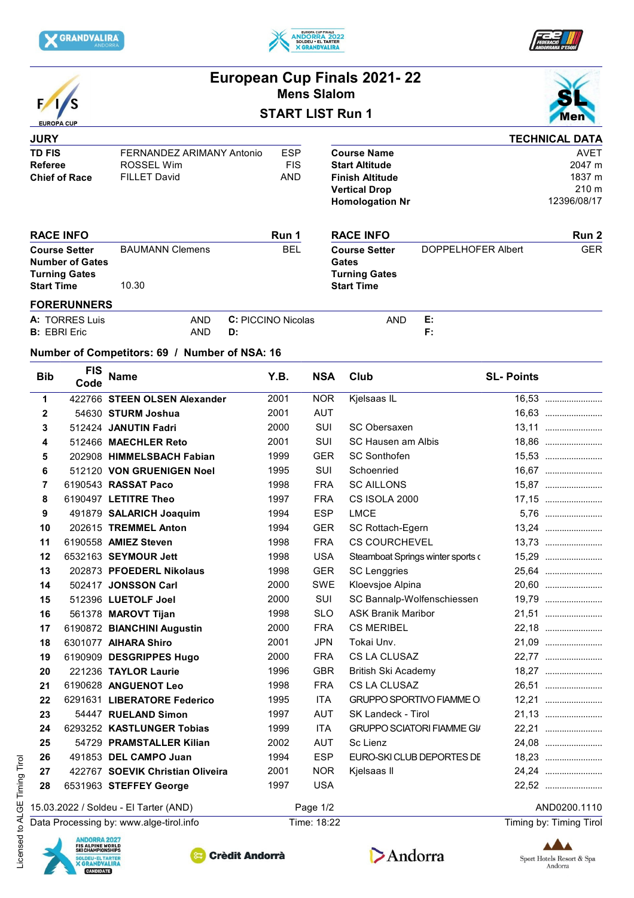# European Cup Finals 2021- 22

## Mens Slalom

### START LIST Run 1

EUROPA CUP

SL Men

| JURY | | | TECHNICAL DATA | |
|---|---|---|---|---|
| TD FIS | FERNANDEZ ARIMANY Antonio | ESP | Course Name | AVET |
| Referee | ROSSEL Wim | FIS | Start Altitude | 2047 m |
| Chief of Race | FILLET David | AND | Finish Altitude | 1837 m |
| | | | Vertical Drop | 210 m |
| | | | Homologation Nr | 12396/08/17 |

| RACE INFO | | Run 1 |
|---|---|---|
| Course Setter | BAUMANN Clemens | BEL |
| Number of Gates | | |
| Turning Gates | | |
| Start Time | 10.30 | |

| RACE INFO | | Run 2 |
|---|---|---|
| Course Setter | DOPPELHOFER Albert | GER |
| Gates | | |
| Turning Gates | | |
| Start Time | | |

**FORERUNNERS**

| | | | | | |
|---|---|---|---|---|---|
| A: TORRES Luis | AND | C: PICCINO Nicolas | AND | E: | |
| B: EBRI Eric | AND | D: | | F: | |

**Number of Competitors: 69 / Number of NSA: 16**

| Bib | FIS Code | Name | Y.B. | NSA | Club | SL- Points | |
|---|---|---|---|---|---|---|---|
| 1 | 422766 | **STEEN OLSEN Alexander** | 2001 | NOR | Kjelsaas IL | 16,53 | ........................ |
| 2 | 54630 | **STURM Joshua** | 2001 | AUT | | 16,63 | ........................ |
| 3 | 512424 | **JANUTIN Fadri** | 2000 | SUI | SC Obersaxen | 13,11 | ........................ |
| 4 | 512466 | **MAECHLER Reto** | 2001 | SUI | SC Hausen am Albis | 18,86 | ........................ |
| 5 | 202908 | **HIMMELSBACH Fabian** | 1999 | GER | SC Sonthofen | 15,53 | ........................ |
| 6 | 512120 | **VON GRUENIGEN Noel** | 1995 | SUI | Schoenried | 16,67 | ........................ |
| 7 | 6190543 | **RASSAT Paco** | 1998 | FRA | SC AILLONS | 15,87 | ........................ |
| 8 | 6190497 | **LETITRE Theo** | 1997 | FRA | CS ISOLA 2000 | 17,15 | ........................ |
| 9 | 491879 | **SALARICH Joaquim** | 1994 | ESP | LMCE | 5,76 | ........................ |
| 10 | 202615 | **TREMMEL Anton** | 1994 | GER | SC Rottach-Egern | 13,24 | ........................ |
| 11 | 6190558 | **AMIEZ Steven** | 1998 | FRA | CS COURCHEVEL | 13,73 | ........................ |
| 12 | 6532163 | **SEYMOUR Jett** | 1998 | USA | Steamboat Springs winter sports c | 15,29 | ........................ |
| 13 | 202873 | **PFOEDERL Nikolaus** | 1998 | GER | SC Lenggries | 25,64 | ........................ |
| 14 | 502417 | **JONSSON Carl** | 2000 | SWE | Kloevsjoe Alpina | 20,60 | ........................ |
| 15 | 512396 | **LUETOLF Joel** | 2000 | SUI | SC Bannalp-Wolfenschiessen | 19,79 | ........................ |
| 16 | 561378 | **MAROVT Tijan** | 1998 | SLO | ASK Branik Maribor | 21,51 | ........................ |
| 17 | 6190872 | **BIANCHINI Augustin** | 2000 | FRA | CS MERIBEL | 22,18 | ........................ |
| 18 | 6301077 | **AIHARA Shiro** | 2001 | JPN | Tokai Unv. | 21,09 | ........................ |
| 19 | 6190909 | **DESGRIPPES Hugo** | 2000 | FRA | CS LA CLUSAZ | 22,77 | ........................ |
| 20 | 221236 | **TAYLOR Laurie** | 1996 | GBR | British Ski Academy | 18,27 | ........................ |
| 21 | 6190628 | **ANGUENOT Leo** | 1998 | FRA | CS LA CLUSAZ | 26,51 | ........................ |
| 22 | 6291631 | **LIBERATORE Federico** | 1995 | ITA | GRUPPO SPORTIVO FIAMME O | 12,21 | ........................ |
| 23 | 54447 | **RUELAND Simon** | 1997 | AUT | SK Landeck - Tirol | 21,13 | ........................ |
| 24 | 6293252 | **KASTLUNGER Tobias** | 1999 | ITA | GRUPPO SCIATORI FIAMME GI/ | 22,21 | ........................ |
| 25 | 54729 | **PRAMSTALLER Kilian** | 2002 | AUT | Sc Lienz | 24,08 | ........................ |
| 26 | 491853 | **DEL CAMPO Juan** | 1994 | ESP | EURO-SKI CLUB DEPORTES DE | 18,23 | ........................ |
| 27 | 422767 | **SOEVIK Christian Oliveira** | 2001 | NOR | Kjelsaas Il | 24,24 | ........................ |
| 28 | 6531963 | **STEFFEY George** | 1997 | USA | | 22,52 | ........................ |

15.03.2022 / Soldeu - El Tarter (AND) — AND0200.1110

Data Processing by: www.alge-tirol.info — Time: 18:22 — Timing by: Timing Tirol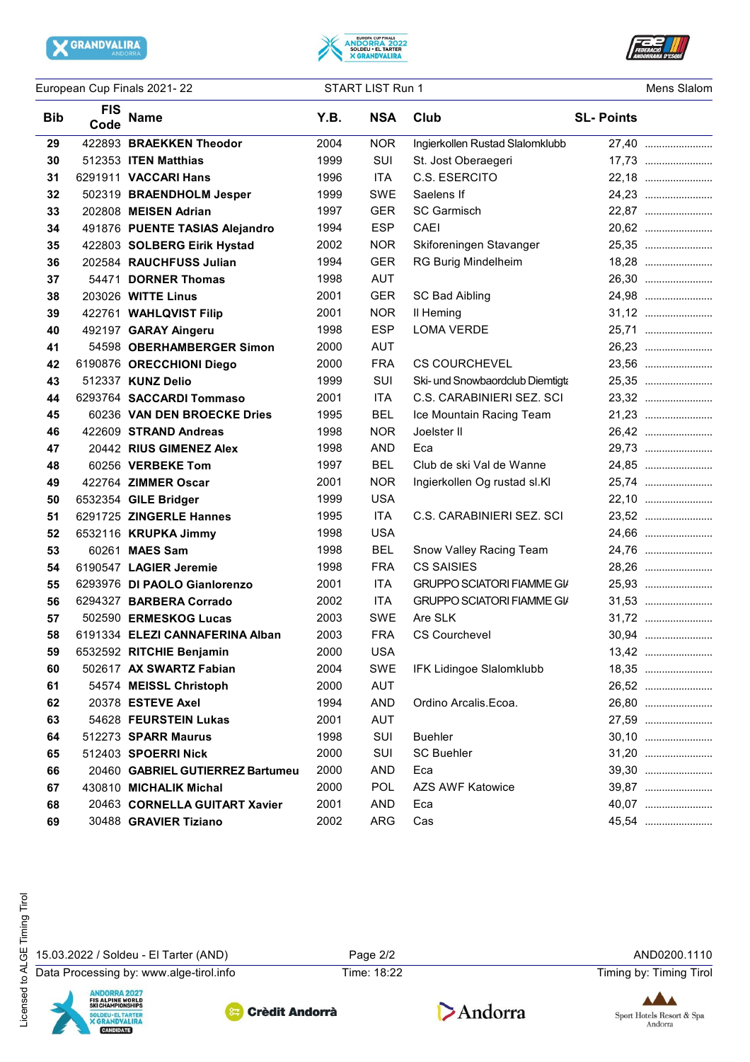European Cup Finals 2021- 22 | START LIST Run 1 | Mens Slalom

| Bib | FIS Code | Name | Y.B. | NSA | Club | SL- Points | |
|---|---|---|---|---|---|---|---|
| 29 | 422893 | **BRAEKKEN Theodor** | 2004 | NOR | Ingierkollen Rustad Slalomklubb | 27,40 | ........................ |
| 30 | 512353 | **ITEN Matthias** | 1999 | SUI | St. Jost Oberaegeri | 17,73 | ........................ |
| 31 | 6291911 | **VACCARI Hans** | 1996 | ITA | C.S. ESERCITO | 22,18 | ........................ |
| 32 | 502319 | **BRAENDHOLM Jesper** | 1999 | SWE | Saelens If | 24,23 | ........................ |
| 33 | 202808 | **MEISEN Adrian** | 1997 | GER | SC Garmisch | 22,87 | ........................ |
| 34 | 491876 | **PUENTE TASIAS Alejandro** | 1994 | ESP | CAEI | 20,62 | ........................ |
| 35 | 422803 | **SOLBERG Eirik Hystad** | 2002 | NOR | Skiforeningen Stavanger | 25,35 | ........................ |
| 36 | 202584 | **RAUCHFUSS Julian** | 1994 | GER | RG Burig Mindelheim | 18,28 | ........................ |
| 37 | 54471 | **DORNER Thomas** | 1998 | AUT | | 26,30 | ........................ |
| 38 | 203026 | **WITTE Linus** | 2001 | GER | SC Bad Aibling | 24,98 | ........................ |
| 39 | 422761 | **WAHLQVIST Filip** | 2001 | NOR | Il Heming | 31,12 | ........................ |
| 40 | 492197 | **GARAY Aingeru** | 1998 | ESP | LOMA VERDE | 25,71 | ........................ |
| 41 | 54598 | **OBERHAMBERGER Simon** | 2000 | AUT | | 26,23 | ........................ |
| 42 | 6190876 | **ORECCHIONI Diego** | 2000 | FRA | CS COURCHEVEL | 23,56 | ........................ |
| 43 | 512337 | **KUNZ Delio** | 1999 | SUI | Ski- und Snowbaordclub Diemtigt | 25,35 | ........................ |
| 44 | 6293764 | **SACCARDI Tommaso** | 2001 | ITA | C.S. CARABINIERI SEZ. SCI | 23,32 | ........................ |
| 45 | 60236 | **VAN DEN BROECKE Dries** | 1995 | BEL | Ice Mountain Racing Team | 21,23 | ........................ |
| 46 | 422609 | **STRAND Andreas** | 1998 | NOR | Joelster Il | 26,42 | ........................ |
| 47 | 20442 | **RIUS GIMENEZ Alex** | 1998 | AND | Eca | 29,73 | ........................ |
| 48 | 60256 | **VERBEKE Tom** | 1997 | BEL | Club de ski Val de Wanne | 24,85 | ........................ |
| 49 | 422764 | **ZIMMER Oscar** | 2001 | NOR | Ingierkollen Og rustad sl.Kl | 25,74 | ........................ |
| 50 | 6532354 | **GILE Bridger** | 1999 | USA | | 22,10 | ........................ |
| 51 | 6291725 | **ZINGERLE Hannes** | 1995 | ITA | C.S. CARABINIERI SEZ. SCI | 23,52 | ........................ |
| 52 | 6532116 | **KRUPKA Jimmy** | 1998 | USA | | 24,66 | ........................ |
| 53 | 60261 | **MAES Sam** | 1998 | BEL | Snow Valley Racing Team | 24,76 | ........................ |
| 54 | 6190547 | **LAGIER Jeremie** | 1998 | FRA | CS SAISIES | 28,26 | ........................ |
| 55 | 6293976 | **DI PAOLO Gianlorenzo** | 2001 | ITA | GRUPPO SCIATORI FIAMME GI | 25,93 | ........................ |
| 56 | 6294327 | **BARBERA Corrado** | 2002 | ITA | GRUPPO SCIATORI FIAMME GI | 31,53 | ........................ |
| 57 | 502590 | **ERMESKOG Lucas** | 2003 | SWE | Are SLK | 31,72 | ........................ |
| 58 | 6191334 | **ELEZI CANNAFERINA Alban** | 2003 | FRA | CS Courchevel | 30,94 | ........................ |
| 59 | 6532592 | **RITCHIE Benjamin** | 2000 | USA | | 13,42 | ........................ |
| 60 | 502617 | **AX SWARTZ Fabian** | 2004 | SWE | IFK Lidingoe Slalomklubb | 18,35 | ........................ |
| 61 | 54574 | **MEISSL Christoph** | 2000 | AUT | | 26,52 | ........................ |
| 62 | 20378 | **ESTEVE Axel** | 1994 | AND | Ordino Arcalis.Ecoa. | 26,80 | ........................ |
| 63 | 54628 | **FEURSTEIN Lukas** | 2001 | AUT | | 27,59 | ........................ |
| 64 | 512273 | **SPARR Maurus** | 1998 | SUI | Buehler | 30,10 | ........................ |
| 65 | 512403 | **SPOERRI Nick** | 2000 | SUI | SC Buehler | 31,20 | ........................ |
| 66 | 20460 | **GABRIEL GUTIERREZ Bartumeu** | 2000 | AND | Eca | 39,30 | ........................ |
| 67 | 430810 | **MICHALIK Michal** | 2000 | POL | AZS AWF Katowice | 39,87 | ........................ |
| 68 | 20463 | **CORNELLA GUITART Xavier** | 2001 | AND | Eca | 40,07 | ........................ |
| 69 | 30488 | **GRAVIER Tiziano** | 2002 | ARG | Cas | 45,54 | ........................ |

15.03.2022 / Soldeu - El Tarter (AND) | AND0200.1110

Data Processing by: www.alge-tirol.info | Time: 18:22 | Timing by: Timing Tirol

Licensed to ALGE Timing Tirol